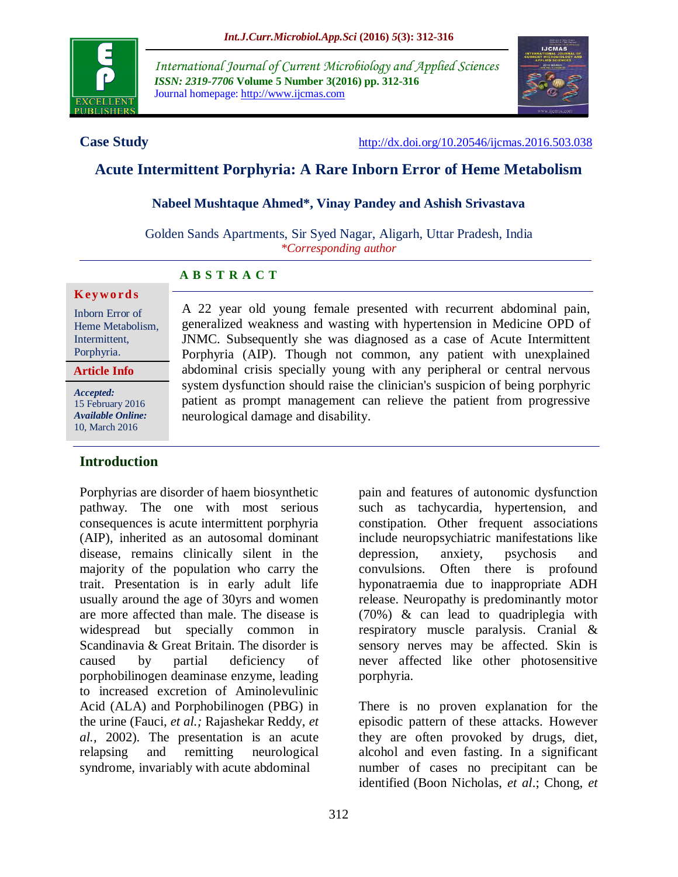International Journal of Current Microbiology and Applied Sciences
*ISSN: 2319-7706* **Volume 5 Number 3(2016) pp. 312-316**
Journal homepage: http://www.ijcmas.com

**Case Study** http://dx.doi.org/10.20546/ijcmas.2016.503.038

# Acute Intermittent Porphyria: A Rare Inborn Error of Heme Metabolism

**Nabeel Mushtaque Ahmed\*, Vinay Pandey and Ashish Srivastava**

Golden Sands Apartments, Sir Syed Nagar, Aligarh, Uttar Pradesh, India
*\*Corresponding author*

**Keywords**

Inborn Error of Heme Metabolism, Intermittent, Porphyria.

**Article Info**

*Accepted:* 15 February 2016
*Available Online:* 10, March 2016

## ABSTRACT

A 22 year old young female presented with recurrent abdominal pain, generalized weakness and wasting with hypertension in Medicine OPD of JNMC. Subsequently she was diagnosed as a case of Acute Intermittent Porphyria (AIP). Though not common, any patient with unexplained abdominal crisis specially young with any peripheral or central nervous system dysfunction should raise the clinician's suspicion of being porphyric patient as prompt management can relieve the patient from progressive neurological damage and disability.

## Introduction

Porphyrias are disorder of haem biosynthetic pathway. The one with most serious consequences is acute intermittent porphyria (AIP), inherited as an autosomal dominant disease, remains clinically silent in the majority of the population who carry the trait. Presentation is in early adult life usually around the age of 30yrs and women are more affected than male. The disease is widespread but specially common in Scandinavia & Great Britain. The disorder is caused by partial deficiency of porphobilinogen deaminase enzyme, leading to increased excretion of Aminolevulinic Acid (ALA) and Porphobilinogen (PBG) in the urine (Fauci, *et al.;* Rajashekar Reddy, *et al.,* 2002). The presentation is an acute relapsing and remitting neurological syndrome, invariably with acute abdominal pain and features of autonomic dysfunction such as tachycardia, hypertension, and constipation. Other frequent associations include neuropsychiatric manifestations like depression, anxiety, psychosis and convulsions. Often there is profound hyponatraemia due to inappropriate ADH release. Neuropathy is predominantly motor (70%) & can lead to quadriplegia with respiratory muscle paralysis. Cranial & sensory nerves may be affected. Skin is never affected like other photosensitive porphyria.

There is no proven explanation for the episodic pattern of these attacks. However they are often provoked by drugs, diet, alcohol and even fasting. In a significant number of cases no precipitant can be identified (Boon Nicholas, *et al*.; Chong, *et*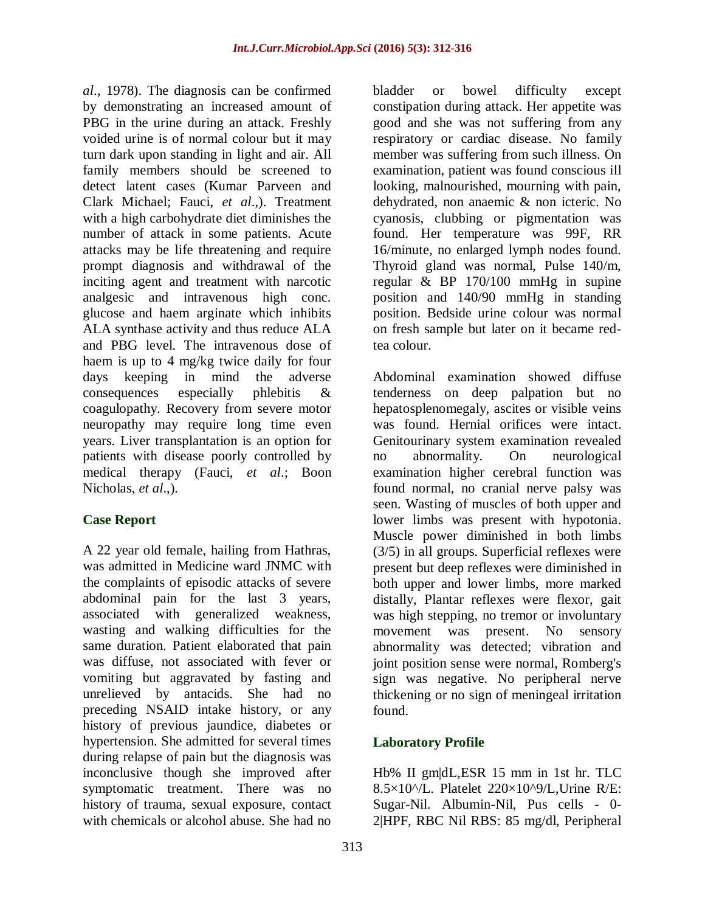*al*., 1978). The diagnosis can be confirmed by demonstrating an increased amount of PBG in the urine during an attack. Freshly voided urine is of normal colour but it may turn dark upon standing in light and air. All family members should be screened to detect latent cases (Kumar Parveen and Clark Michael; Fauci, *et al*.,). Treatment with a high carbohydrate diet diminishes the number of attack in some patients. Acute attacks may be life threatening and require prompt diagnosis and withdrawal of the inciting agent and treatment with narcotic analgesic and intravenous high conc. glucose and haem arginate which inhibits ALA synthase activity and thus reduce ALA and PBG level. The intravenous dose of haem is up to 4 mg/kg twice daily for four days keeping in mind the adverse consequences especially phlebitis & coagulopathy. Recovery from severe motor neuropathy may require long time even years. Liver transplantation is an option for patients with disease poorly controlled by medical therapy (Fauci, *et al*.; Boon Nicholas, *et al*.,).

## Case Report

A 22 year old female, hailing from Hathras, was admitted in Medicine ward JNMC with the complaints of episodic attacks of severe abdominal pain for the last 3 years, associated with generalized weakness, wasting and walking difficulties for the same duration. Patient elaborated that pain was diffuse, not associated with fever or vomiting but aggravated by fasting and unrelieved by antacids. She had no preceding NSAID intake history, or any history of previous jaundice, diabetes or hypertension. She admitted for several times during relapse of pain but the diagnosis was inconclusive though she improved after symptomatic treatment. There was no history of trauma, sexual exposure, contact with chemicals or alcohol abuse. She had no bladder or bowel difficulty except constipation during attack. Her appetite was good and she was not suffering from any respiratory or cardiac disease. No family member was suffering from such illness. On examination, patient was found conscious ill looking, malnourished, mourning with pain, dehydrated, non anaemic & non icteric. No cyanosis, clubbing or pigmentation was found. Her temperature was 99F, RR 16/minute, no enlarged lymph nodes found. Thyroid gland was normal, Pulse 140/m, regular & BP 170/100 mmHg in supine position and 140/90 mmHg in standing position. Bedside urine colour was normal on fresh sample but later on it became red-tea colour.

Abdominal examination showed diffuse tenderness on deep palpation but no hepatosplenomegaly, ascites or visible veins was found. Hernial orifices were intact. Genitourinary system examination revealed no abnormality. On neurological examination higher cerebral function was found normal, no cranial nerve palsy was seen. Wasting of muscles of both upper and lower limbs was present with hypotonia. Muscle power diminished in both limbs (3/5) in all groups. Superficial reflexes were present but deep reflexes were diminished in both upper and lower limbs, more marked distally, Plantar reflexes were flexor, gait was high stepping, no tremor or involuntary movement was present. No sensory abnormality was detected; vibration and joint position sense were normal, Romberg's sign was negative. No peripheral nerve thickening or no sign of meningeal irritation found.

## Laboratory Profile

Hb% II gm|dL,ESR 15 mm in 1st hr. TLC 8.5×10^/L. Platelet 220×10^9/L,Urine R/E: Sugar-Nil. Albumin-Nil, Pus cells - 0-2|HPF, RBC Nil RBS: 85 mg/dl, Peripheral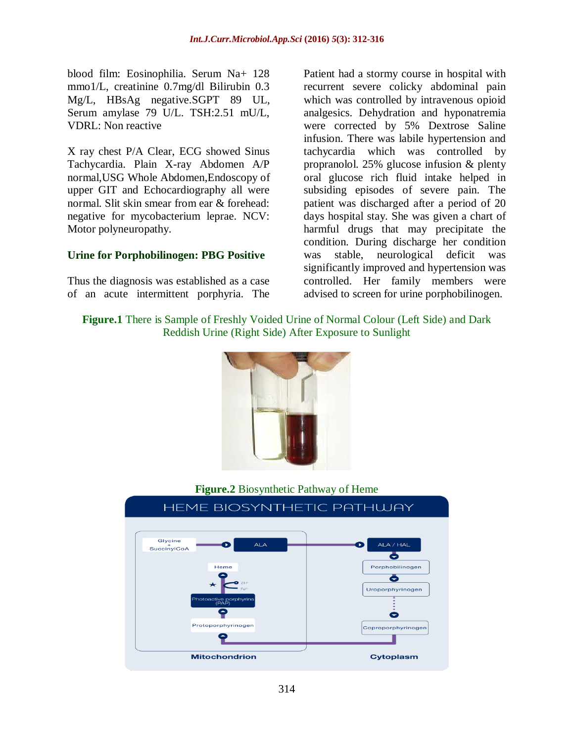blood film: Eosinophilia. Serum Na+ 128 mmo1/L, creatinine 0.7mg/dl Bilirubin 0.3 Mg/L, HBsAg negative.SGPT 89 UL, Serum amylase 79 U/L. TSH:2.51 mU/L, VDRL: Non reactive

X ray chest P/A Clear, ECG showed Sinus Tachycardia. Plain X-ray Abdomen A/P normal,USG Whole Abdomen,Endoscopy of upper GIT and Echocardiography all were normal. Slit skin smear from ear & forehead: negative for mycobacterium leprae. NCV: Motor polyneuropathy.

**Urine for Porphobilinogen: PBG Positive**

Thus the diagnosis was established as a case of an acute intermittent porphyria. The Patient had a stormy course in hospital with recurrent severe colicky abdominal pain which was controlled by intravenous opioid analgesics. Dehydration and hyponatremia were corrected by 5% Dextrose Saline infusion. There was labile hypertension and tachycardia which was controlled by propranolol. 25% glucose infusion & plenty oral glucose rich fluid intake helped in subsiding episodes of severe pain. The patient was discharged after a period of 20 days hospital stay. She was given a chart of harmful drugs that may precipitate the condition. During discharge her condition was stable, neurological deficit was significantly improved and hypertension was controlled. Her family members were advised to screen for urine porphobilinogen.

**Figure.1** There is Sample of Freshly Voided Urine of Normal Colour (Left Side) and Dark Reddish Urine (Right Side) After Exposure to Sunlight

**Figure.2** Biosynthetic Pathway of Heme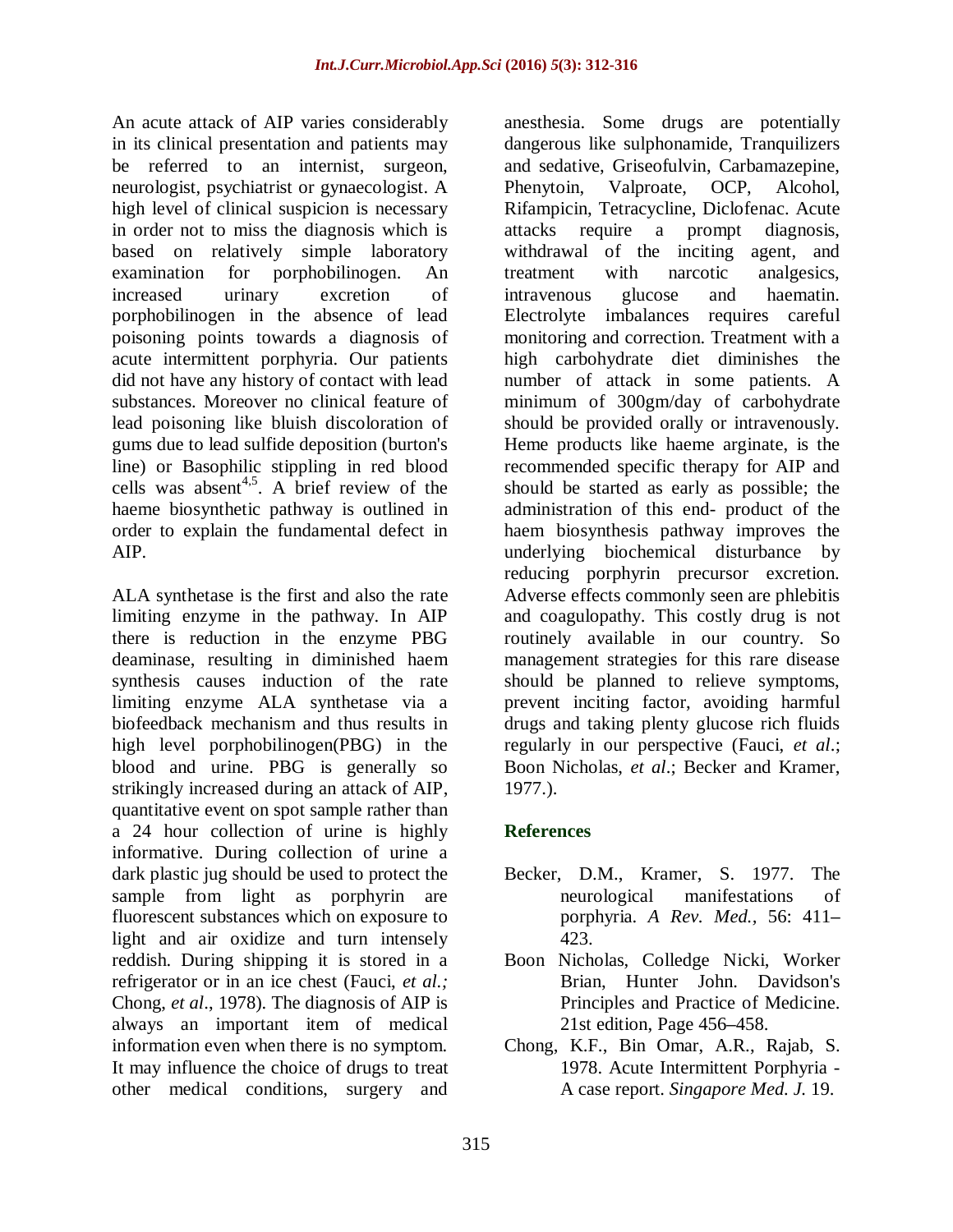An acute attack of AIP varies considerably in its clinical presentation and patients may be referred to an internist, surgeon, neurologist, psychiatrist or gynaecologist. A high level of clinical suspicion is necessary in order not to miss the diagnosis which is based on relatively simple laboratory examination for porphobilinogen. An increased urinary excretion of porphobilinogen in the absence of lead poisoning points towards a diagnosis of acute intermittent porphyria. Our patients did not have any history of contact with lead substances. Moreover no clinical feature of lead poisoning like bluish discoloration of gums due to lead sulfide deposition (burton's line) or Basophilic stippling in red blood cells was absent[4,5]. A brief review of the haeme biosynthetic pathway is outlined in order to explain the fundamental defect in AIP.

ALA synthetase is the first and also the rate limiting enzyme in the pathway. In AIP there is reduction in the enzyme PBG deaminase, resulting in diminished haem synthesis causes induction of the rate limiting enzyme ALA synthetase via a biofeedback mechanism and thus results in high level porphobilinogen(PBG) in the blood and urine. PBG is generally so strikingly increased during an attack of AIP, quantitative event on spot sample rather than a 24 hour collection of urine is highly informative. During collection of urine a dark plastic jug should be used to protect the sample from light as porphyrin are fluorescent substances which on exposure to light and air oxidize and turn intensely reddish. During shipping it is stored in a refrigerator or in an ice chest (Fauci, *et al.;* Chong, *et al*., 1978). The diagnosis of AIP is always an important item of medical information even when there is no symptom. It may influence the choice of drugs to treat other medical conditions, surgery and anesthesia. Some drugs are potentially dangerous like sulphonamide, Tranquilizers and sedative, Griseofulvin, Carbamazepine, Phenytoin, Valproate, OCP, Alcohol, Rifampicin, Tetracycline, Diclofenac. Acute attacks require a prompt diagnosis, withdrawal of the inciting agent, and treatment with narcotic analgesics, intravenous glucose and haematin. Electrolyte imbalances requires careful monitoring and correction. Treatment with a high carbohydrate diet diminishes the number of attack in some patients. A minimum of 300gm/day of carbohydrate should be provided orally or intravenously. Heme products like haeme arginate, is the recommended specific therapy for AIP and should be started as early as possible; the administration of this end- product of the haem biosynthesis pathway improves the underlying biochemical disturbance by reducing porphyrin precursor excretion. Adverse effects commonly seen are phlebitis and coagulopathy. This costly drug is not routinely available in our country. So management strategies for this rare disease should be planned to relieve symptoms, prevent inciting factor, avoiding harmful drugs and taking plenty glucose rich fluids regularly in our perspective (Fauci, *et al*.; Boon Nicholas, *et al*.; Becker and Kramer, 1977.).

## References

Becker, D.M., Kramer, S. 1977. The neurological manifestations of porphyria. *A Rev. Med.,* 56: 411–423.

Boon Nicholas, Colledge Nicki, Worker Brian, Hunter John. Davidson's Principles and Practice of Medicine. 21st edition, Page 456–458.

Chong, K.F., Bin Omar, A.R., Rajab, S. 1978. Acute Intermittent Porphyria - A case report. *Singapore Med. J.* 19.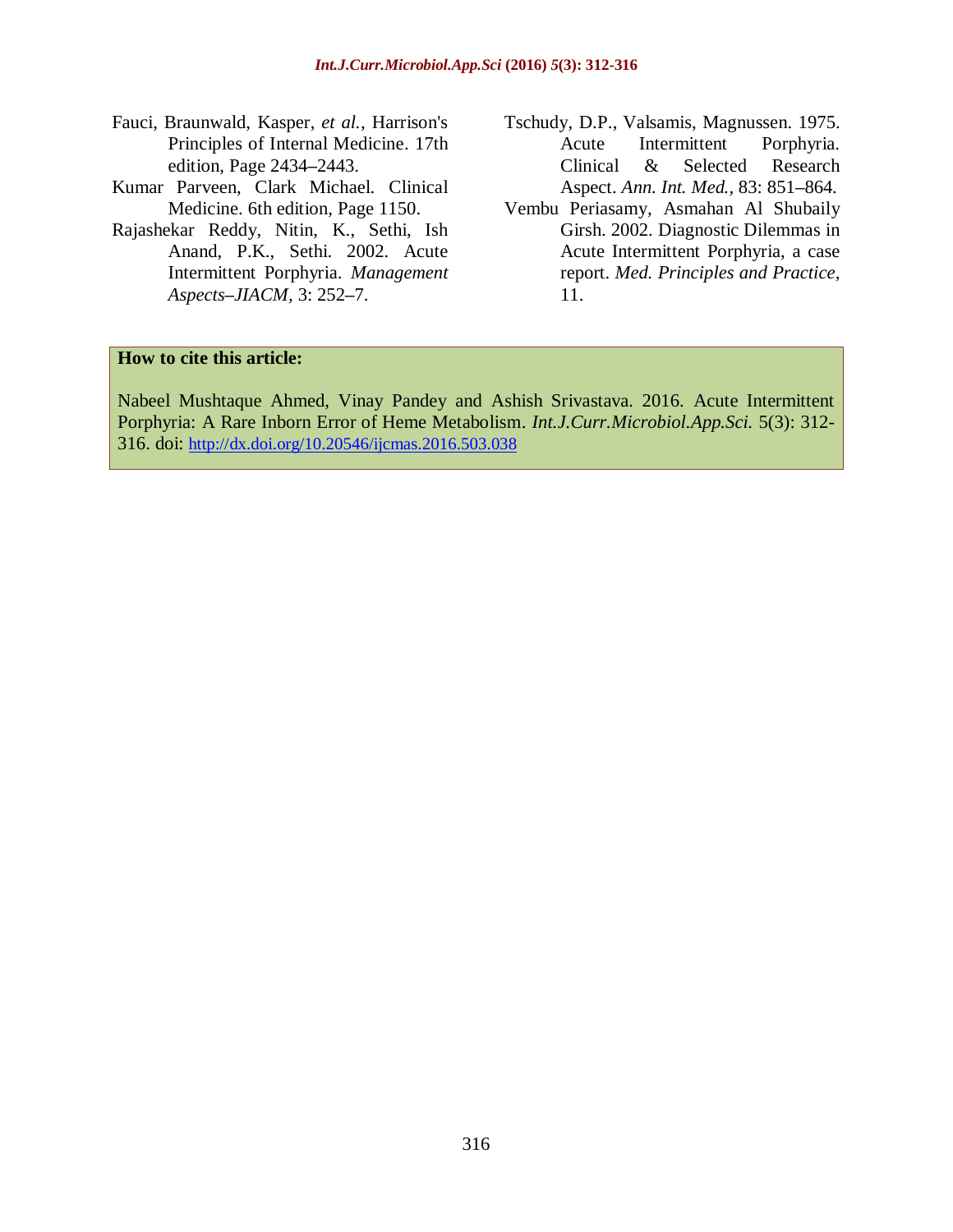Fauci, Braunwald, Kasper, *et al.*, Harrison's Principles of Internal Medicine. 17th edition, Page 2434–2443.

Kumar Parveen, Clark Michael. Clinical Medicine. 6th edition, Page 1150.

Rajashekar Reddy, Nitin, K., Sethi, Ish Anand, P.K., Sethi. 2002. Acute Intermittent Porphyria. *Management Aspects–JIACM,* 3: 252–7.

Tschudy, D.P., Valsamis, Magnussen. 1975. Acute Intermittent Porphyria. Clinical & Selected Research Aspect. *Ann. Int. Med.*, 83: 851–864.

Vembu Periasamy, Asmahan Al Shubaily Girsh. 2002. Diagnostic Dilemmas in Acute Intermittent Porphyria, a case report. *Med. Principles and Practice,* 11.

**How to cite this article:**

Nabeel Mushtaque Ahmed, Vinay Pandey and Ashish Srivastava. 2016. Acute Intermittent Porphyria: A Rare Inborn Error of Heme Metabolism. *Int.J.Curr.Microbiol.App.Sci.* 5(3): 312-316. doi: http://dx.doi.org/10.20546/ijcmas.2016.503.038